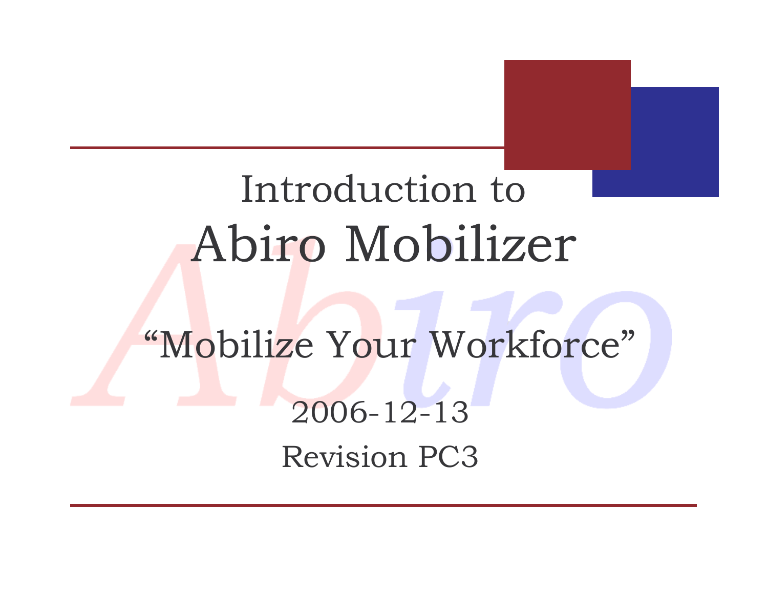# Introduction to Abiro Mobilizer

“Mobilize Your Workforce”

2006-12-13

Revision PC3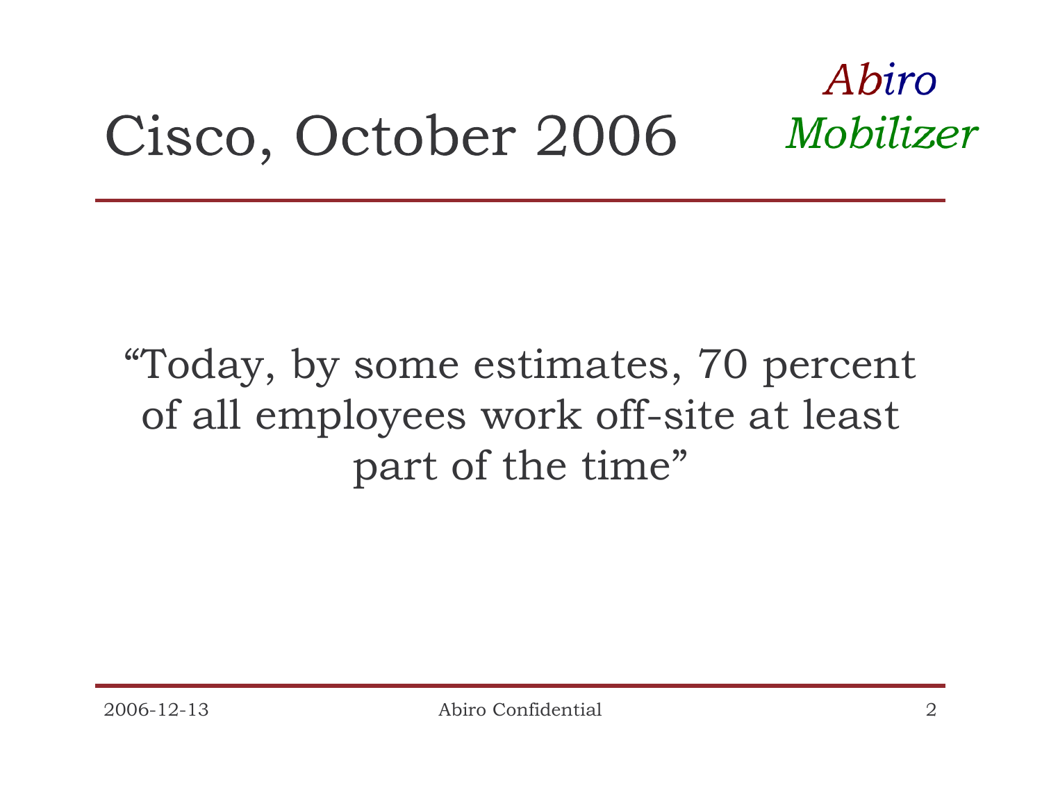# Cisco, October 2006

*Abiro Mobilizer*

"Today, by some estimates, 70 percent of all employees work off-site at least part of the time"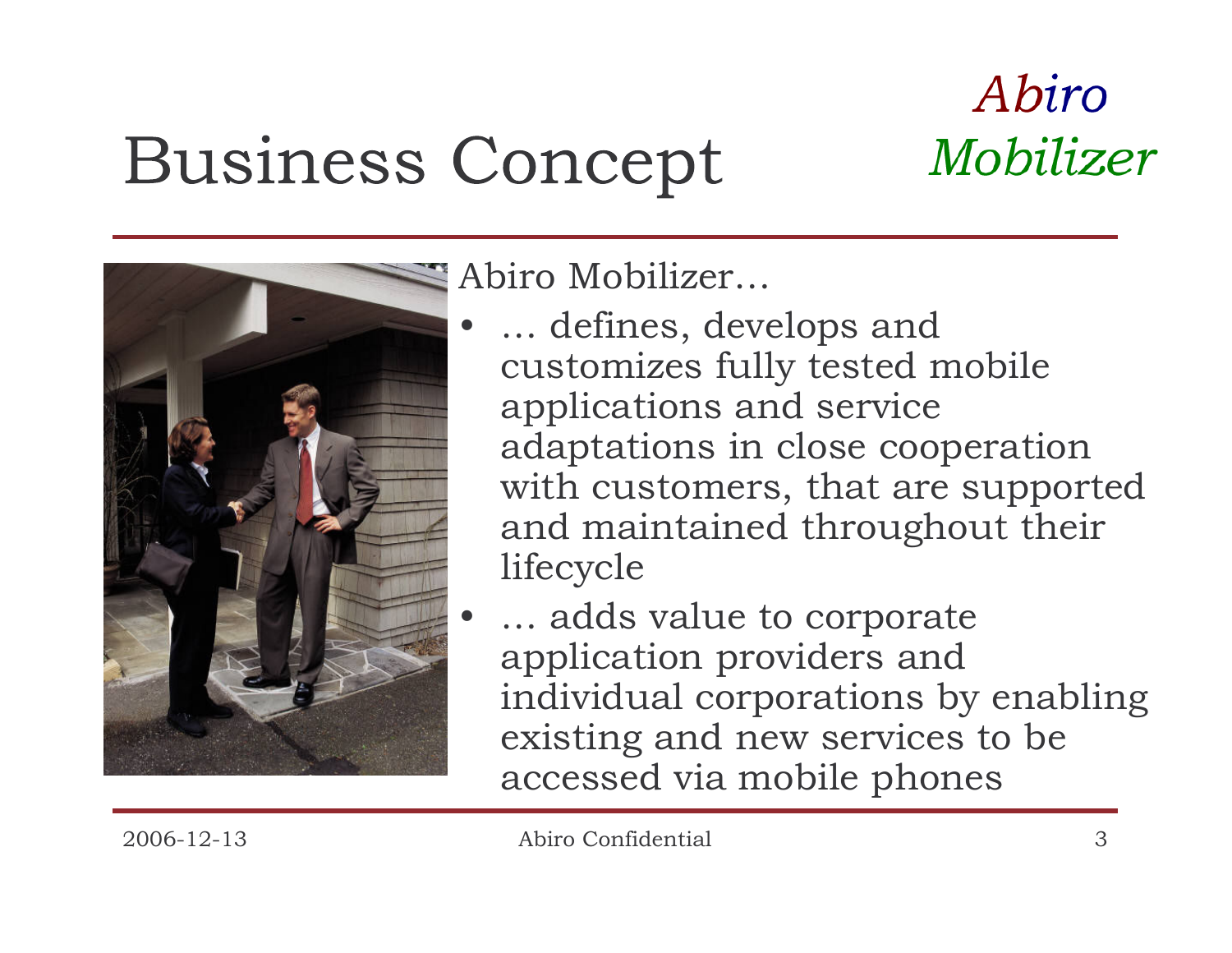# Business Concept

*Abiro Mobilizer*

Abiro Mobilizer…

- … defines, develops and customizes fully tested mobile applications and service adaptations in close cooperation with customers, that are supported and maintained throughout their lifecycle
- … adds value to corporate application providers and individual corporations by enabling existing and new services to be accessed via mobile phones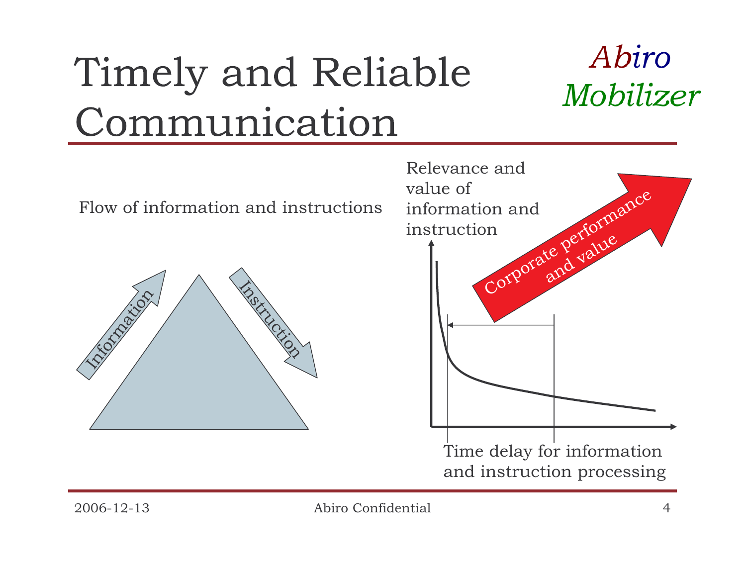# Timely and Reliable Communication

*Abiro Mobilizer*

Flow of information and instructions

Information

Instruction

Relevance and value of information and instruction

Corporate performance and value

Time delay for information and instruction processing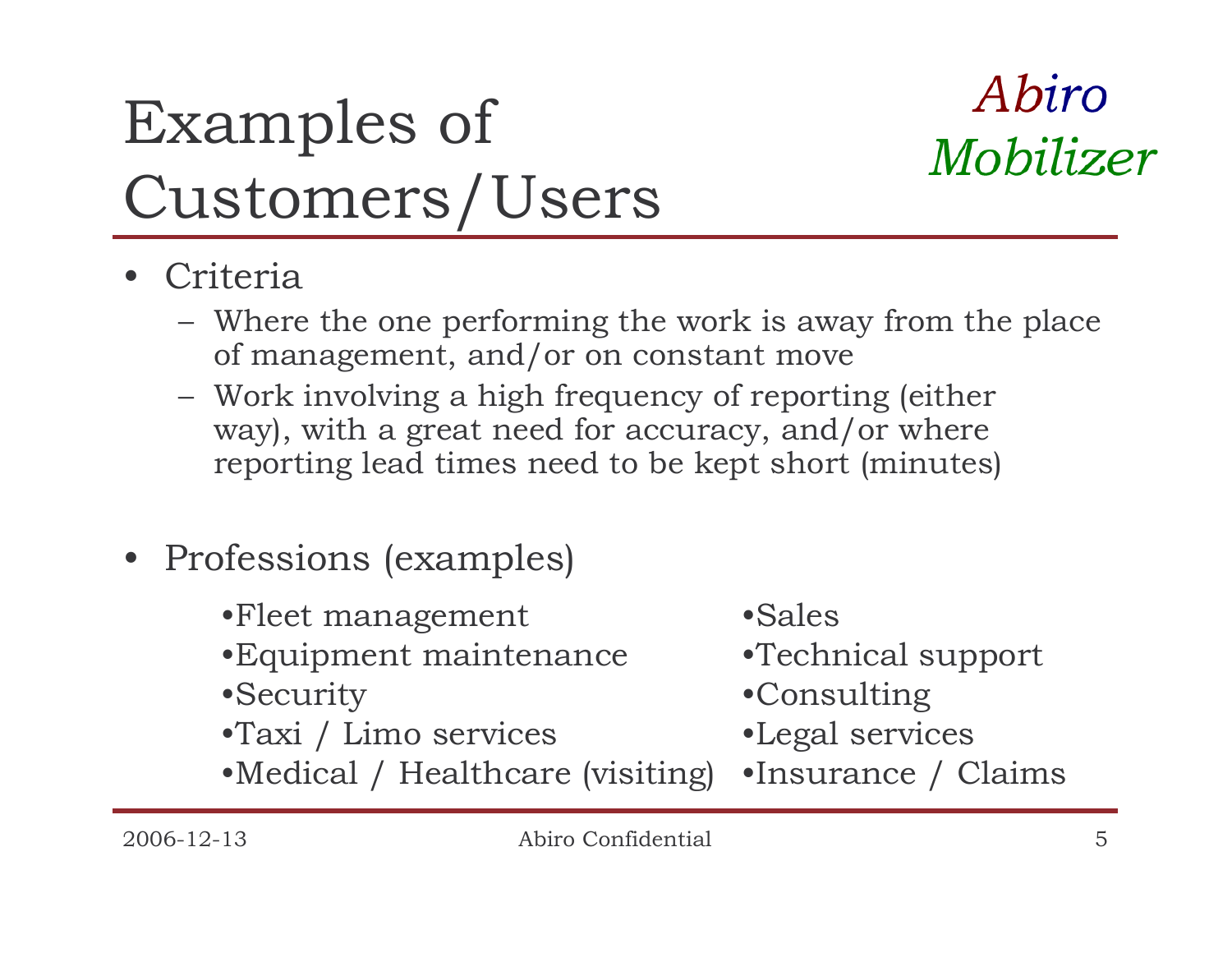# Examples of Customers/Users

*Abiro Mobilizer*

- Criteria
  - Where the one performing the work is away from the place of management, and/or on constant move
  - Work involving a high frequency of reporting (either way), with a great need for accuracy, and/or where reporting lead times need to be kept short (minutes)

- Professions (examples)
  - Fleet management
  - Equipment maintenance
  - Security
  - Taxi / Limo services
  - Medical / Healthcare (visiting)
  - Sales
  - Technical support
  - Consulting
  - Legal services
  - Insurance / Claims

2006-12-13 Abiro Confidential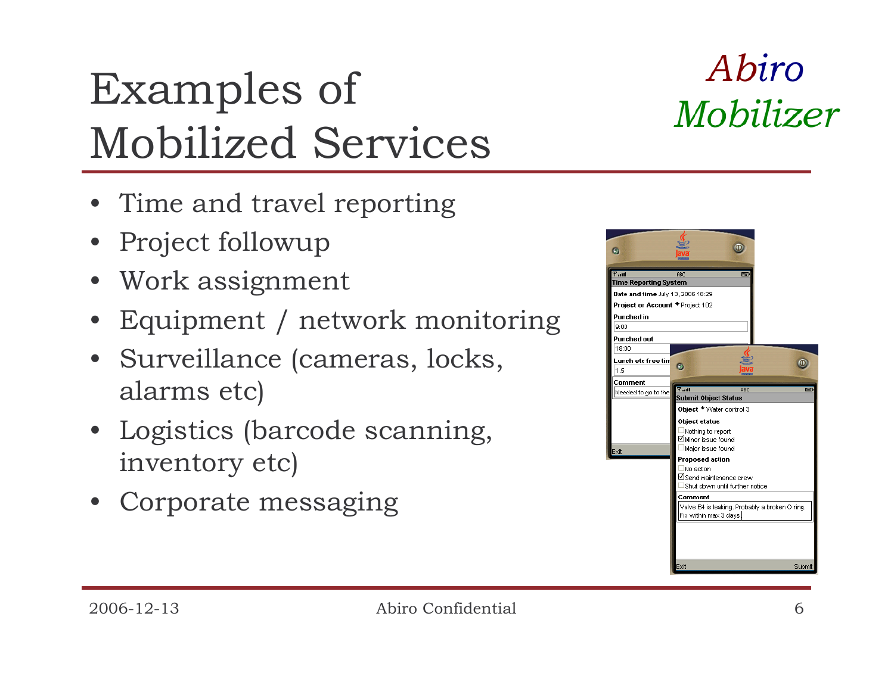# Examples of Mobilized Services

*Abiro Mobilizer*

- Time and travel reporting
- Project followup
- Work assignment
- Equipment / network monitoring
- Surveillance (cameras, locks, alarms etc)
- Logistics (barcode scanning, inventory etc)
- Corporate messaging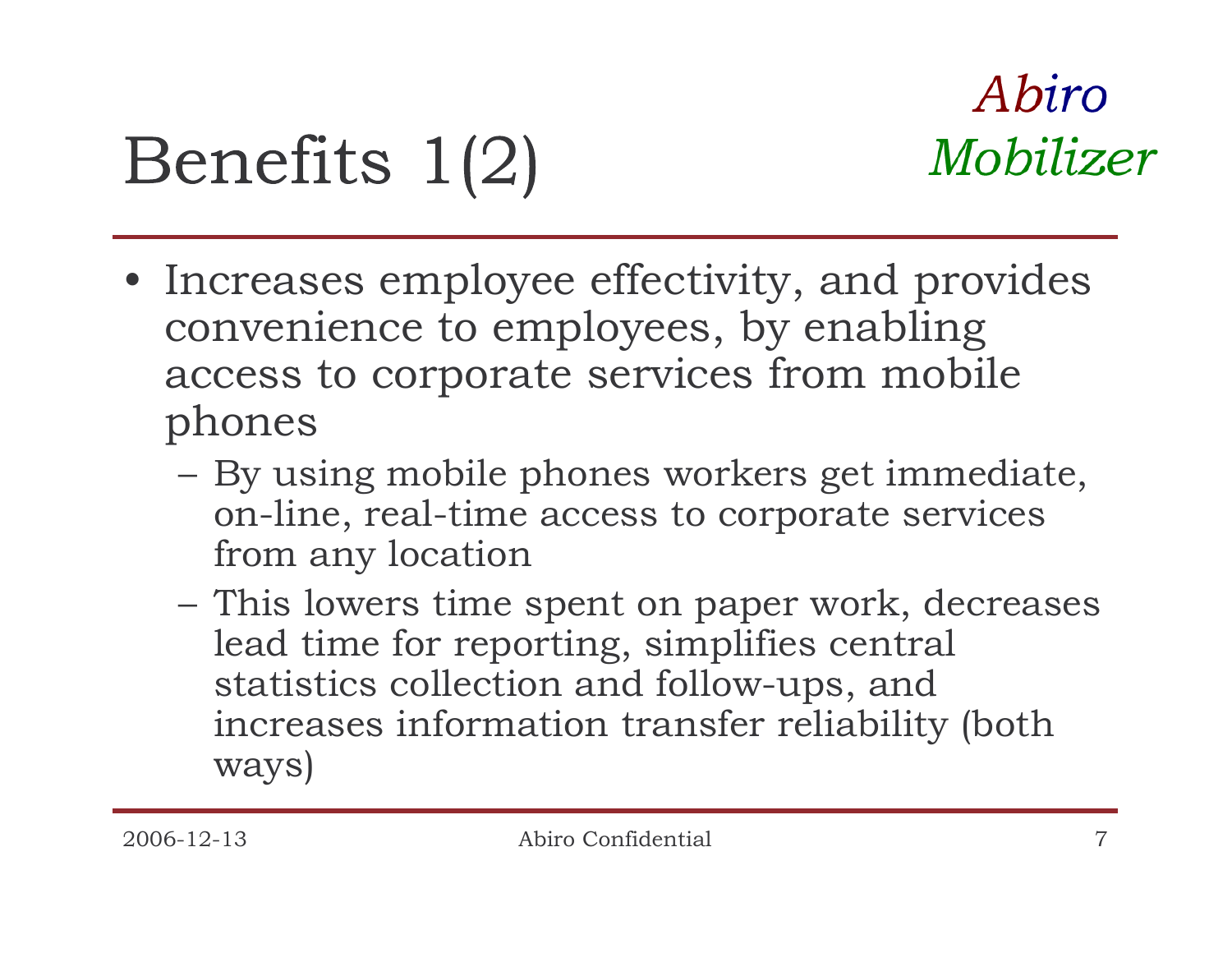# Benefits 1(2)

*Abiro Mobilizer*

- Increases employee effectivity, and provides convenience to employees, by enabling access to corporate services from mobile phones
  - By using mobile phones workers get immediate, on-line, real-time access to corporate services from any location
  - This lowers time spent on paper work, decreases lead time for reporting, simplifies central statistics collection and follow-ups, and increases information transfer reliability (both ways)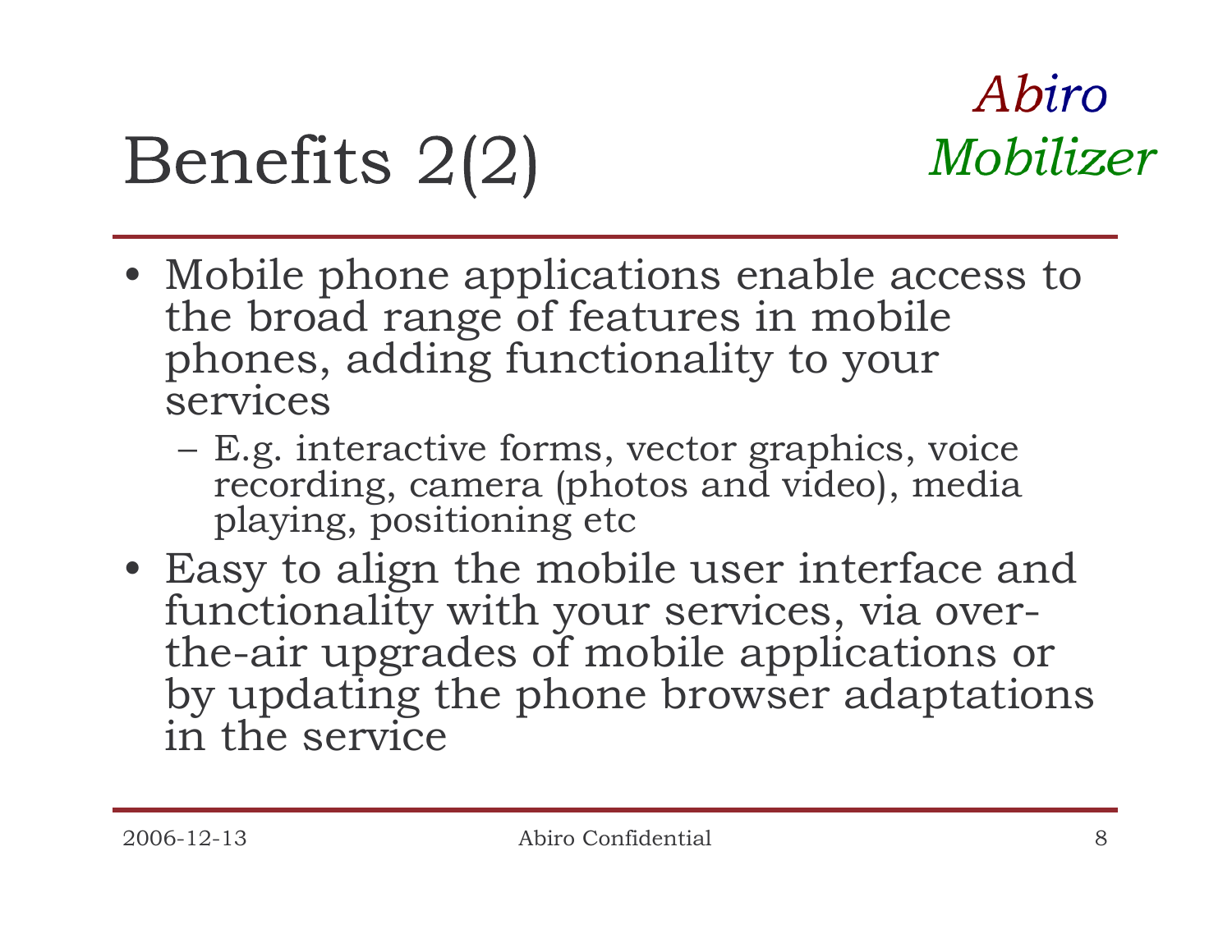# Benefits 2(2)

*Abiro Mobilizer*

- Mobile phone applications enable access to the broad range of features in mobile phones, adding functionality to your services
  - E.g. interactive forms, vector graphics, voice recording, camera (photos and video), media playing, positioning etc
- Easy to align the mobile user interface and functionality with your services, via over-the-air upgrades of mobile applications or by updating the phone browser adaptations in the service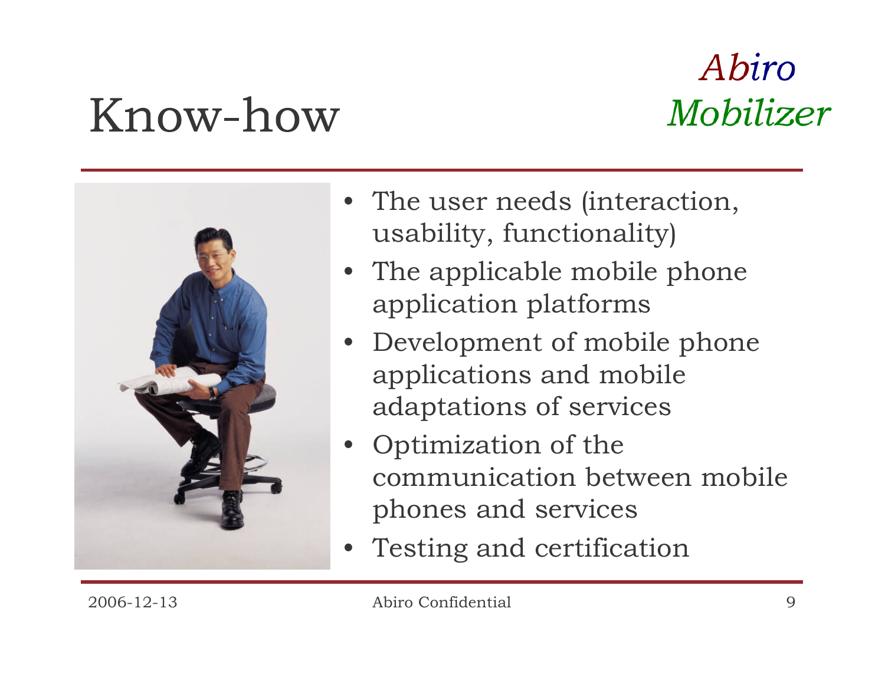# Know-how

*Abiro Mobilizer*

- The user needs (interaction, usability, functionality)
- The applicable mobile phone application platforms
- Development of mobile phone applications and mobile adaptations of services
- Optimization of the communication between mobile phones and services
- Testing and certification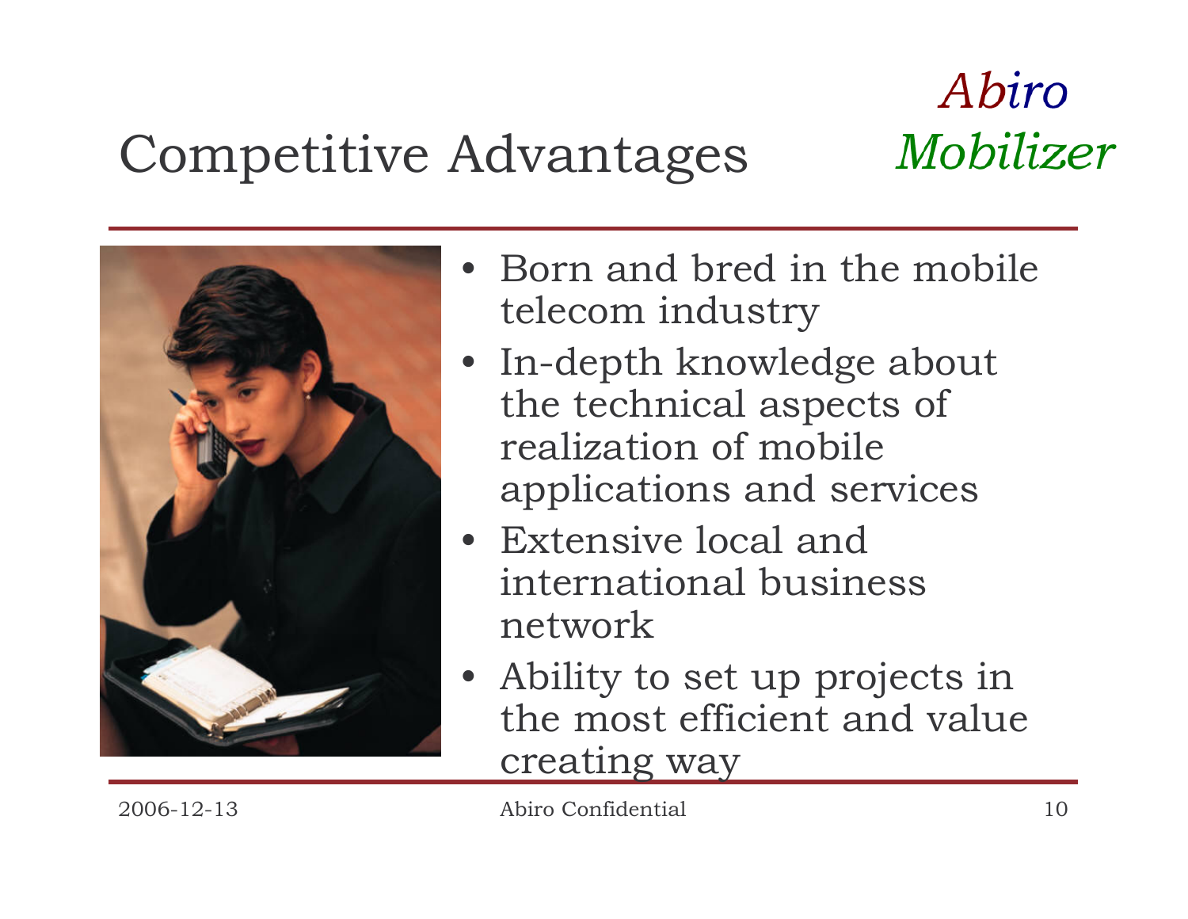# Competitive Advantages

*Abiro Mobilizer*

- Born and bred in the mobile telecom industry
- In-depth knowledge about the technical aspects of realization of mobile applications and services
- Extensive local and international business network
- Ability to set up projects in the most efficient and value creating way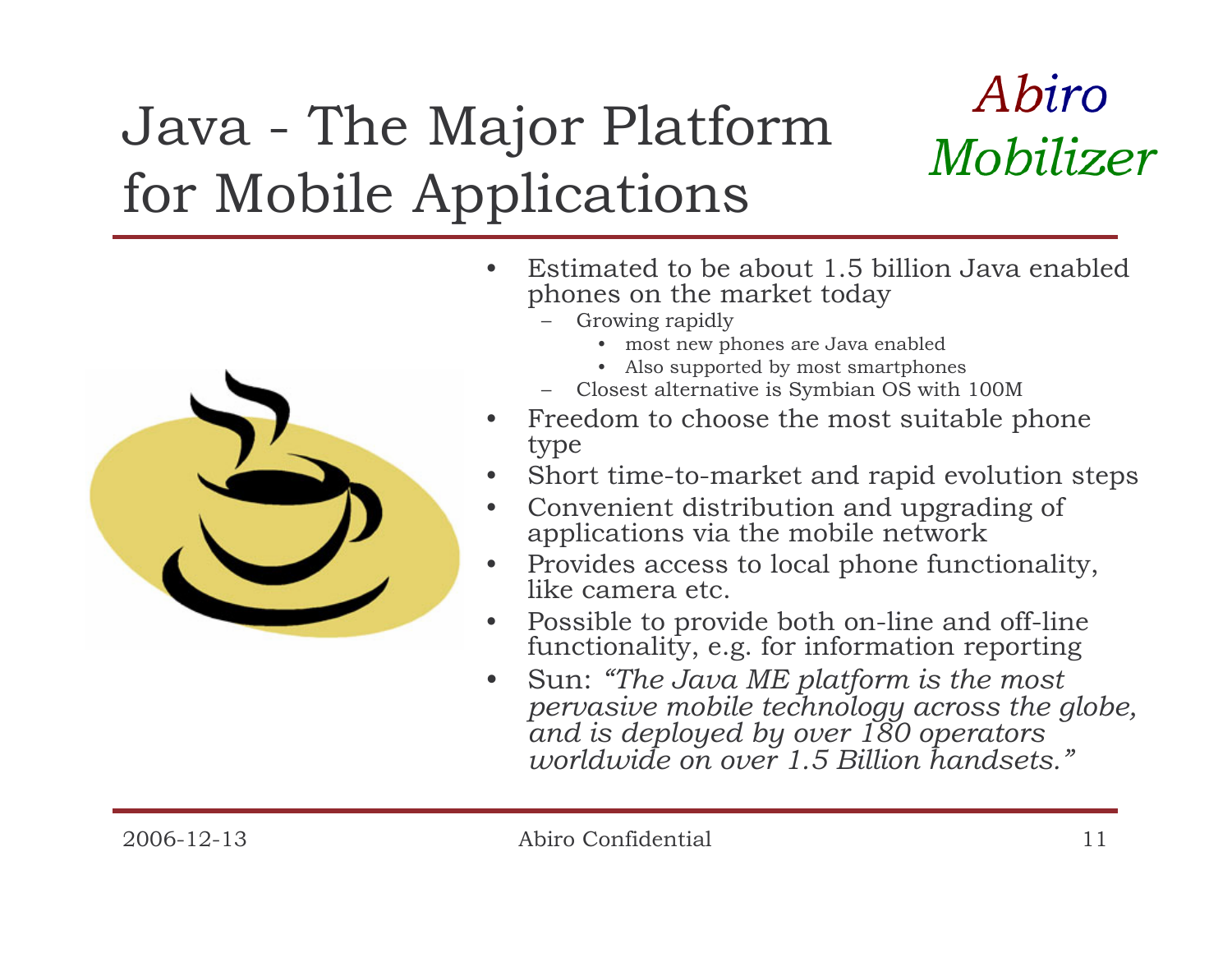# Java - The Major Platform for Mobile Applications

*Abiro Mobilizer*

- Estimated to be about 1.5 billion Java enabled phones on the market today
  - Growing rapidly
    - most new phones are Java enabled
    - Also supported by most smartphones
  - Closest alternative is Symbian OS with 100M
- Freedom to choose the most suitable phone type
- Short time-to-market and rapid evolution steps
- Convenient distribution and upgrading of applications via the mobile network
- Provides access to local phone functionality, like camera etc.
- Possible to provide both on-line and off-line functionality, e.g. for information reporting
- Sun: *"The Java ME platform is the most pervasive mobile technology across the globe, and is deployed by over 180 operators worldwide on over 1.5 Billion handsets."*

2006-12-13 Abiro Confidential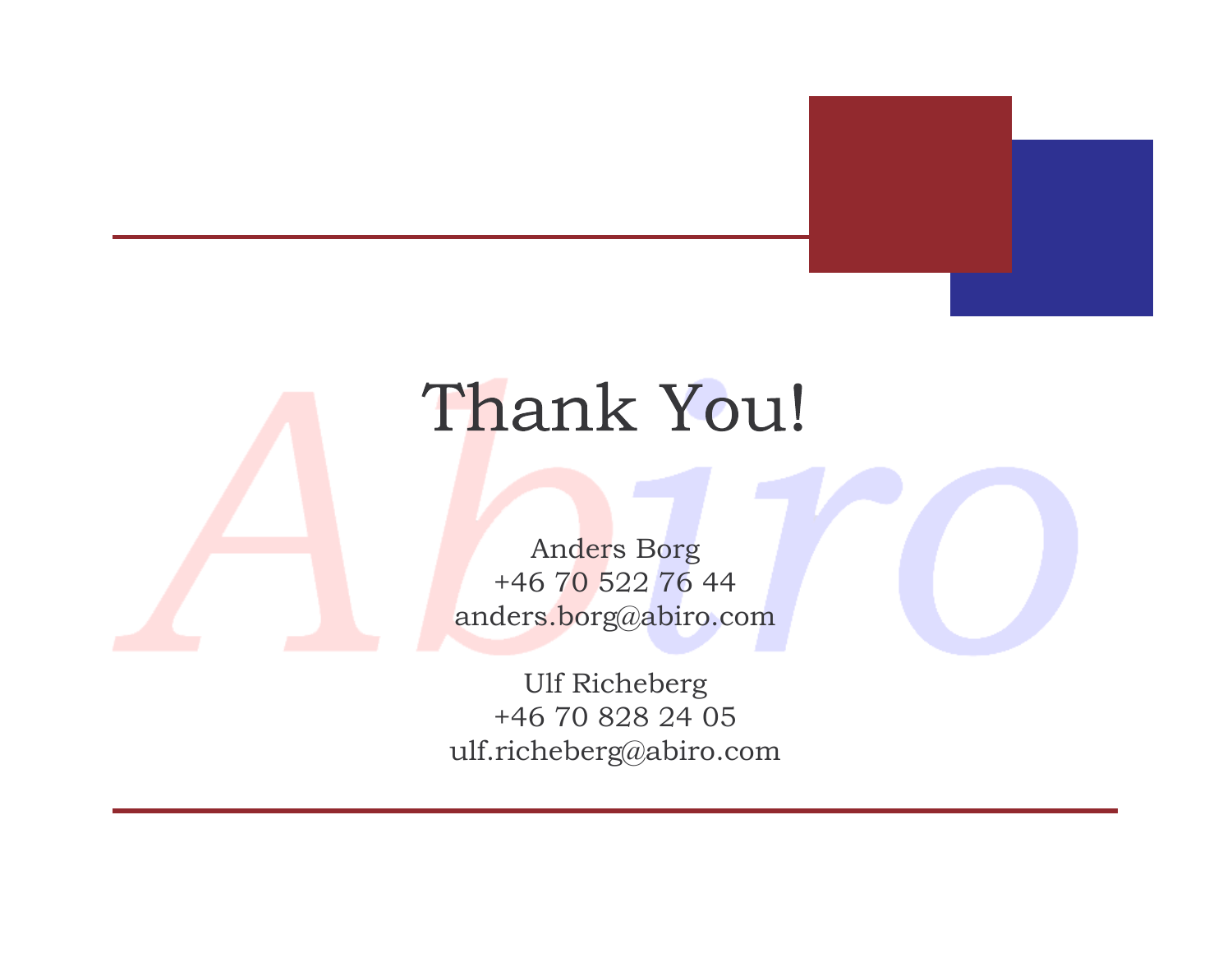# Thank You!

Anders Borg
+46 70 522 76 44
anders.borg@abiro.com

Ulf Richeberg
+46 70 828 24 05
ulf.richeberg@abiro.com